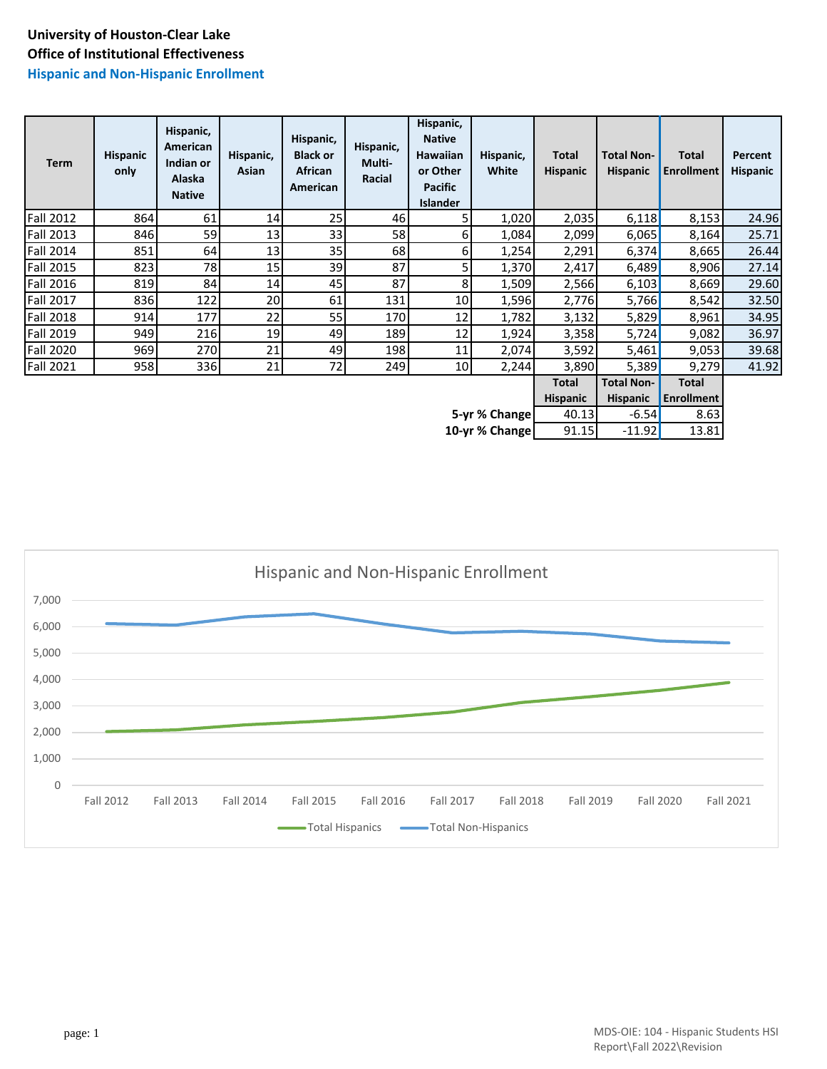**University of Houston-Clear Lake**

**Office of Institutional Effectiveness**

## Hispanic and Non-Hispanic Enrollment

| Term | Hispanic only | Hispanic, American Indian or Alaska Native | Hispanic, Asian | Hispanic, Black or African American | Hispanic, Multi-Racial | Hispanic, Native Hawaiian or Other Pacific Islander | Hispanic, White | Total Hispanic | Total Non-Hispanic | Total Enrollment | Percent Hispanic |
|---|---|---|---|---|---|---|---|---|---|---|---|
| Fall 2012 | 864 | 61 | 14 | 25 | 46 | 5 | 1,020 | 2,035 | 6,118 | 8,153 | 24.96 |
| Fall 2013 | 846 | 59 | 13 | 33 | 58 | 6 | 1,084 | 2,099 | 6,065 | 8,164 | 25.71 |
| Fall 2014 | 851 | 64 | 13 | 35 | 68 | 6 | 1,254 | 2,291 | 6,374 | 8,665 | 26.44 |
| Fall 2015 | 823 | 78 | 15 | 39 | 87 | 5 | 1,370 | 2,417 | 6,489 | 8,906 | 27.14 |
| Fall 2016 | 819 | 84 | 14 | 45 | 87 | 8 | 1,509 | 2,566 | 6,103 | 8,669 | 29.60 |
| Fall 2017 | 836 | 122 | 20 | 61 | 131 | 10 | 1,596 | 2,776 | 5,766 | 8,542 | 32.50 |
| Fall 2018 | 914 | 177 | 22 | 55 | 170 | 12 | 1,782 | 3,132 | 5,829 | 8,961 | 34.95 |
| Fall 2019 | 949 | 216 | 19 | 49 | 189 | 12 | 1,924 | 3,358 | 5,724 | 9,082 | 36.97 |
| Fall 2020 | 969 | 270 | 21 | 49 | 198 | 11 | 2,074 | 3,592 | 5,461 | 9,053 | 39.68 |
| Fall 2021 | 958 | 336 | 21 | 72 | 249 | 10 | 2,244 | 3,890 | 5,389 | 9,279 | 41.92 |

| | Total Hispanic | Total Non-Hispanic | Total Enrollment |
|---|---|---|---|
| **5-yr % Change** | 40.13 | -6.54 | 8.63 |
| **10-yr % Change** | 91.15 | -11.92 | 13.81 |

### Hispanic and Non-Hispanic Enrollment

| Term | Total Hispanics | Total Non-Hispanics |
|---|---|---|
| Fall 2012 | 2,035 | 6,118 |
| Fall 2013 | 2,099 | 6,065 |
| Fall 2014 | 2,291 | 6,374 |
| Fall 2015 | 2,417 | 6,489 |
| Fall 2016 | 2,566 | 6,103 |
| Fall 2017 | 2,776 | 5,766 |
| Fall 2018 | 3,132 | 5,829 |
| Fall 2019 | 3,358 | 5,724 |
| Fall 2020 | 3,592 | 5,461 |
| Fall 2021 | 3,890 | 5,389 |

MDS-OIE: 104 - Hispanic Students HSI Report\Fall 2022\Revision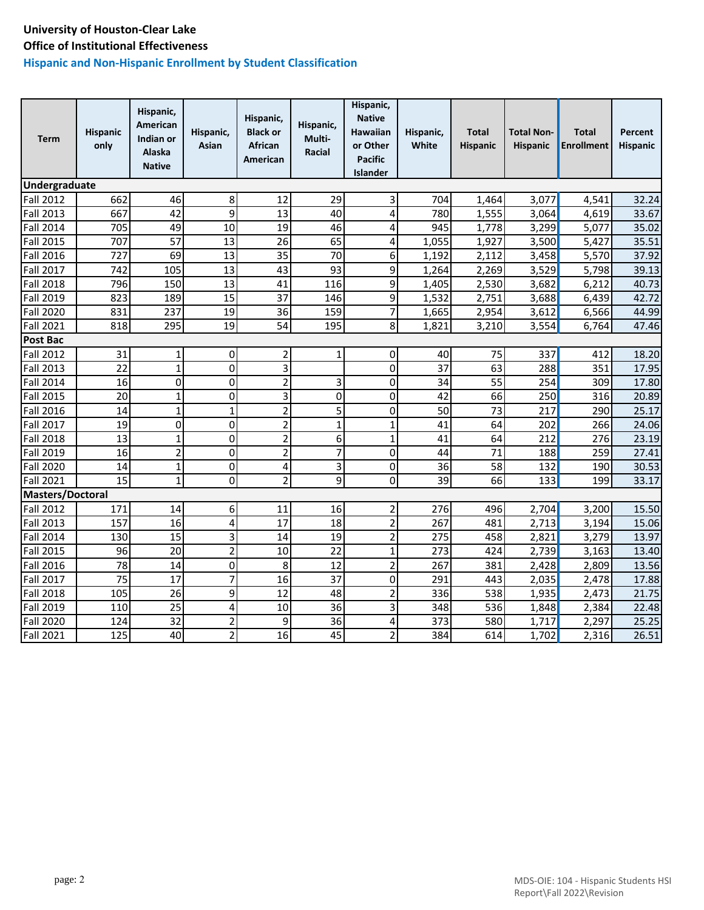**University of Houston-Clear Lake**

**Office of Institutional Effectiveness**

**Hispanic and Non-Hispanic Enrollment by Student Classification**

| Term | Hispanic only | Hispanic, American Indian or Alaska Native | Hispanic, Asian | Hispanic, Black or African American | Hispanic, Multi-Racial | Hispanic, Native Hawaiian or Other Pacific Islander | Hispanic, White | Total Hispanic | Total Non-Hispanic | Total Enrollment | Percent Hispanic |
|---|---|---|---|---|---|---|---|---|---|---|---|
| **Undergraduate** | | | | | | | | | | | |
| Fall 2012 | 662 | 46 | 8 | 12 | 29 | 3 | 704 | 1,464 | 3,077 | 4,541 | 32.24 |
| Fall 2013 | 667 | 42 | 9 | 13 | 40 | 4 | 780 | 1,555 | 3,064 | 4,619 | 33.67 |
| Fall 2014 | 705 | 49 | 10 | 19 | 46 | 4 | 945 | 1,778 | 3,299 | 5,077 | 35.02 |
| Fall 2015 | 707 | 57 | 13 | 26 | 65 | 4 | 1,055 | 1,927 | 3,500 | 5,427 | 35.51 |
| Fall 2016 | 727 | 69 | 13 | 35 | 70 | 6 | 1,192 | 2,112 | 3,458 | 5,570 | 37.92 |
| Fall 2017 | 742 | 105 | 13 | 43 | 93 | 9 | 1,264 | 2,269 | 3,529 | 5,798 | 39.13 |
| Fall 2018 | 796 | 150 | 13 | 41 | 116 | 9 | 1,405 | 2,530 | 3,682 | 6,212 | 40.73 |
| Fall 2019 | 823 | 189 | 15 | 37 | 146 | 9 | 1,532 | 2,751 | 3,688 | 6,439 | 42.72 |
| Fall 2020 | 831 | 237 | 19 | 36 | 159 | 7 | 1,665 | 2,954 | 3,612 | 6,566 | 44.99 |
| Fall 2021 | 818 | 295 | 19 | 54 | 195 | 8 | 1,821 | 3,210 | 3,554 | 6,764 | 47.46 |
| **Post Bac** | | | | | | | | | | | |
| Fall 2012 | 31 | 1 | 0 | 2 | 1 | 0 | 40 | 75 | 337 | 412 | 18.20 |
| Fall 2013 | 22 | 1 | 0 | 3 | | 0 | 37 | 63 | 288 | 351 | 17.95 |
| Fall 2014 | 16 | 0 | 0 | 2 | 3 | 0 | 34 | 55 | 254 | 309 | 17.80 |
| Fall 2015 | 20 | 1 | 0 | 3 | 0 | 0 | 42 | 66 | 250 | 316 | 20.89 |
| Fall 2016 | 14 | 1 | 1 | 2 | 5 | 0 | 50 | 73 | 217 | 290 | 25.17 |
| Fall 2017 | 19 | 0 | 0 | 2 | 1 | 1 | 41 | 64 | 202 | 266 | 24.06 |
| Fall 2018 | 13 | 1 | 0 | 2 | 6 | 1 | 41 | 64 | 212 | 276 | 23.19 |
| Fall 2019 | 16 | 2 | 0 | 2 | 7 | 0 | 44 | 71 | 188 | 259 | 27.41 |
| Fall 2020 | 14 | 1 | 0 | 4 | 3 | 0 | 36 | 58 | 132 | 190 | 30.53 |
| Fall 2021 | 15 | 1 | 0 | 2 | 9 | 0 | 39 | 66 | 133 | 199 | 33.17 |
| **Masters/Doctoral** | | | | | | | | | | | |
| Fall 2012 | 171 | 14 | 6 | 11 | 16 | 2 | 276 | 496 | 2,704 | 3,200 | 15.50 |
| Fall 2013 | 157 | 16 | 4 | 17 | 18 | 2 | 267 | 481 | 2,713 | 3,194 | 15.06 |
| Fall 2014 | 130 | 15 | 3 | 14 | 19 | 2 | 275 | 458 | 2,821 | 3,279 | 13.97 |
| Fall 2015 | 96 | 20 | 2 | 10 | 22 | 1 | 273 | 424 | 2,739 | 3,163 | 13.40 |
| Fall 2016 | 78 | 14 | 0 | 8 | 12 | 2 | 267 | 381 | 2,428 | 2,809 | 13.56 |
| Fall 2017 | 75 | 17 | 7 | 16 | 37 | 0 | 291 | 443 | 2,035 | 2,478 | 17.88 |
| Fall 2018 | 105 | 26 | 9 | 12 | 48 | 2 | 336 | 538 | 1,935 | 2,473 | 21.75 |
| Fall 2019 | 110 | 25 | 4 | 10 | 36 | 3 | 348 | 536 | 1,848 | 2,384 | 22.48 |
| Fall 2020 | 124 | 32 | 2 | 9 | 36 | 4 | 373 | 580 | 1,717 | 2,297 | 25.25 |
| Fall 2021 | 125 | 40 | 2 | 16 | 45 | 2 | 384 | 614 | 1,702 | 2,316 | 26.51 |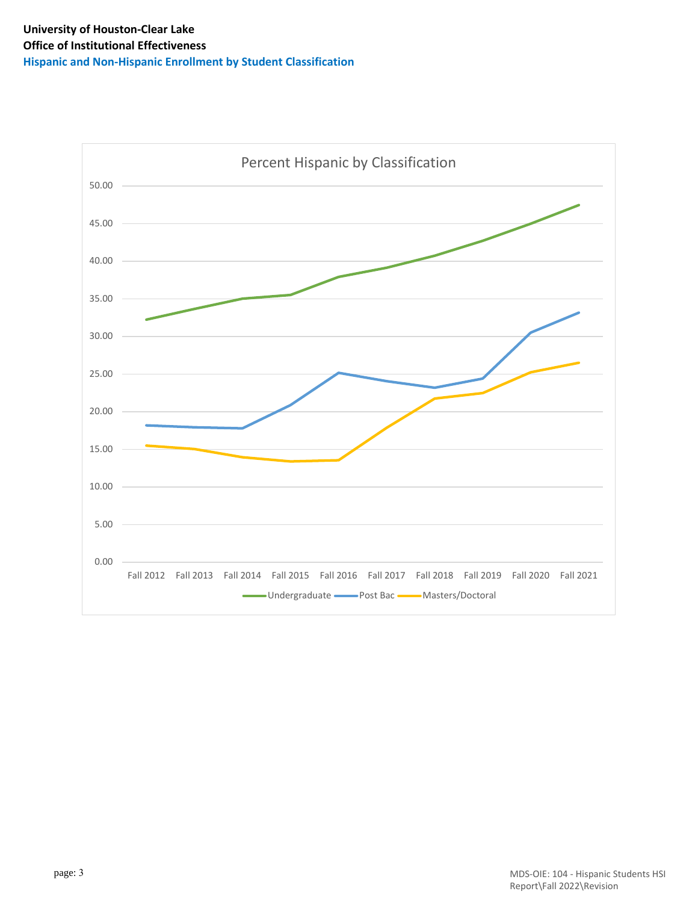**University of Houston-Clear Lake**

**Office of Institutional Effectiveness**

**Hispanic and Non-Hispanic Enrollment by Student Classification**

Percent Hispanic by Classification

50.00
45.00
40.00
35.00
30.00
25.00
20.00
15.00
10.00
5.00
0.00

Fall 2012 Fall 2013 Fall 2014 Fall 2015 Fall 2016 Fall 2017 Fall 2018 Fall 2019 Fall 2020 Fall 2021

Undergraduate Post Bac Masters/Doctoral

MDS-OIE: 104 - Hispanic Students HSI Report\Fall 2022\Revision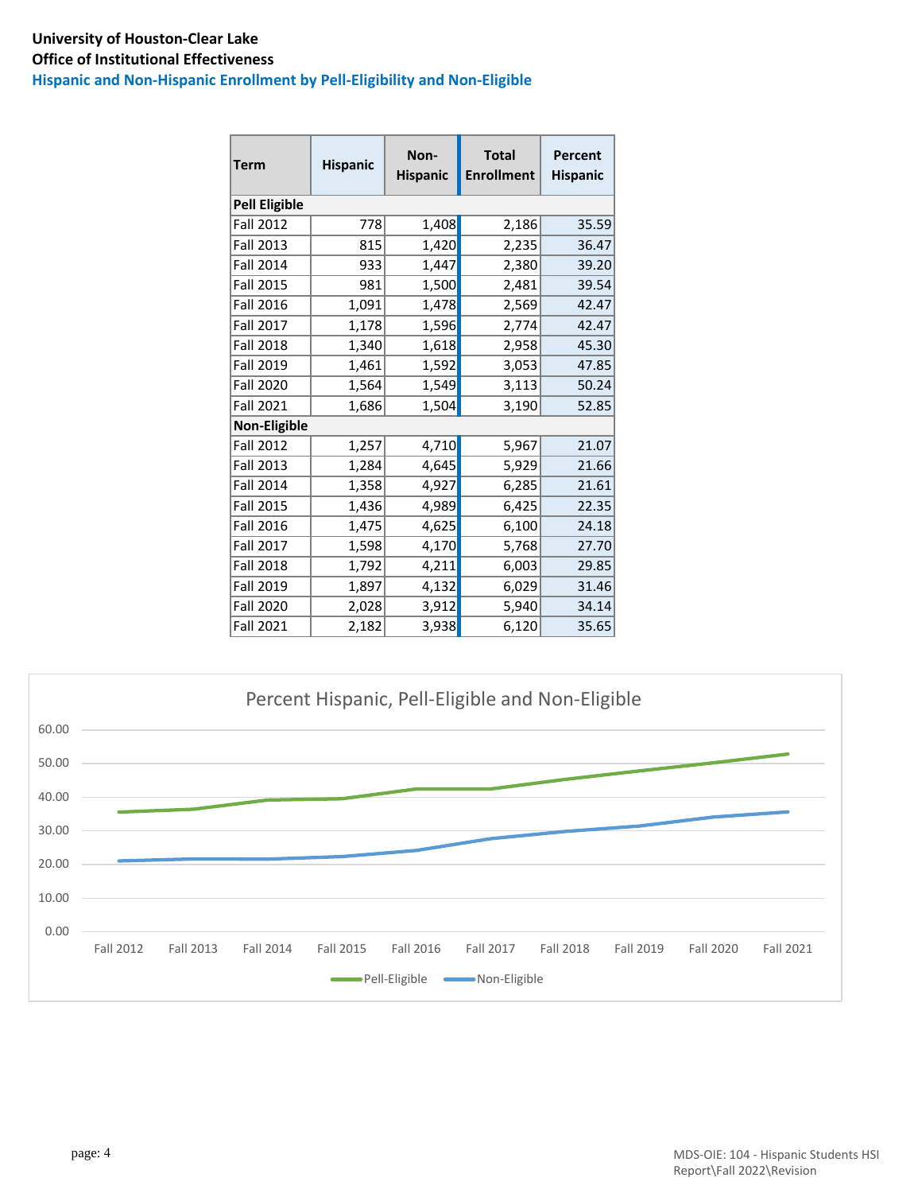**University of Houston-Clear Lake**
**Office of Institutional Effectiveness**
**Hispanic and Non-Hispanic Enrollment by Pell-Eligibility and Non-Eligible**

| Term | Hispanic | Non-Hispanic | Total Enrollment | Percent Hispanic |
|---|---|---|---|---|
| **Pell Eligible** | | | | |
| Fall 2012 | 778 | 1,408 | 2,186 | 35.59 |
| Fall 2013 | 815 | 1,420 | 2,235 | 36.47 |
| Fall 2014 | 933 | 1,447 | 2,380 | 39.20 |
| Fall 2015 | 981 | 1,500 | 2,481 | 39.54 |
| Fall 2016 | 1,091 | 1,478 | 2,569 | 42.47 |
| Fall 2017 | 1,178 | 1,596 | 2,774 | 42.47 |
| Fall 2018 | 1,340 | 1,618 | 2,958 | 45.30 |
| Fall 2019 | 1,461 | 1,592 | 3,053 | 47.85 |
| Fall 2020 | 1,564 | 1,549 | 3,113 | 50.24 |
| Fall 2021 | 1,686 | 1,504 | 3,190 | 52.85 |
| **Non-Eligible** | | | | |
| Fall 2012 | 1,257 | 4,710 | 5,967 | 21.07 |
| Fall 2013 | 1,284 | 4,645 | 5,929 | 21.66 |
| Fall 2014 | 1,358 | 4,927 | 6,285 | 21.61 |
| Fall 2015 | 1,436 | 4,989 | 6,425 | 22.35 |
| Fall 2016 | 1,475 | 4,625 | 6,100 | 24.18 |
| Fall 2017 | 1,598 | 4,170 | 5,768 | 27.70 |
| Fall 2018 | 1,792 | 4,211 | 6,003 | 29.85 |
| Fall 2019 | 1,897 | 4,132 | 6,029 | 31.46 |
| Fall 2020 | 2,028 | 3,912 | 5,940 | 34.14 |
| Fall 2021 | 2,182 | 3,938 | 6,120 | 35.65 |

Percent Hispanic, Pell-Eligible and Non-Eligible

(Line chart: Pell-Eligible and Non-Eligible, Fall 2012 – Fall 2021; y-axis 0.00 – 60.00)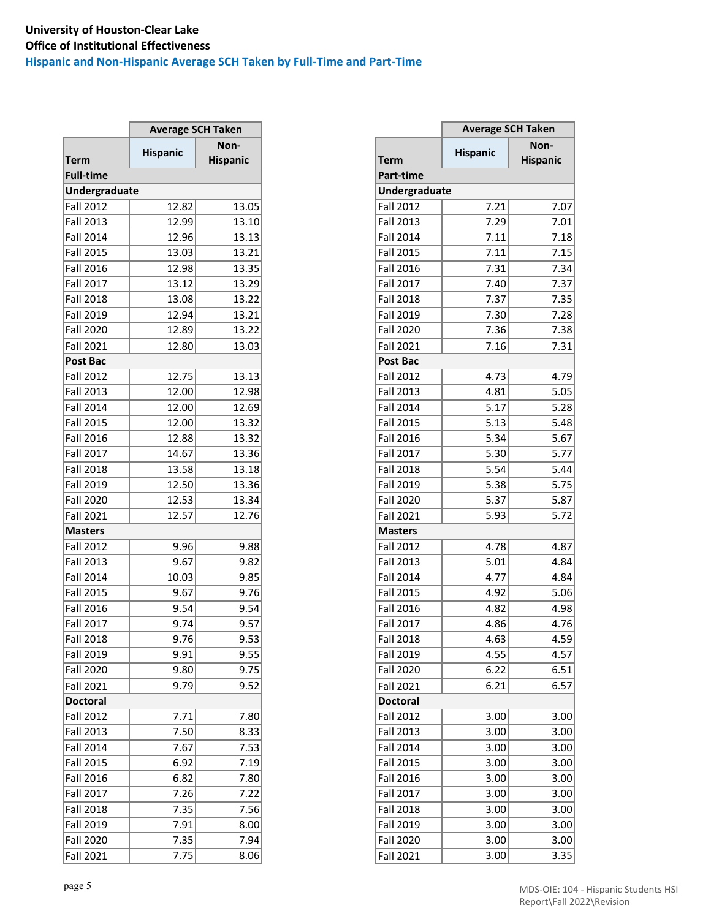**University of Houston-Clear Lake**
**Office of Institutional Effectiveness**
**Hispanic and Non-Hispanic Average SCH Taken by Full-Time and Part-Time**

| | Average SCH Taken | |
|---|---|---|
| **Term** | **Hispanic** | **Non-Hispanic** |
| **Full-time** | | |
| **Undergraduate** | | |
| Fall 2012 | 12.82 | 13.05 |
| Fall 2013 | 12.99 | 13.10 |
| Fall 2014 | 12.96 | 13.13 |
| Fall 2015 | 13.03 | 13.21 |
| Fall 2016 | 12.98 | 13.35 |
| Fall 2017 | 13.12 | 13.29 |
| Fall 2018 | 13.08 | 13.22 |
| Fall 2019 | 12.94 | 13.21 |
| Fall 2020 | 12.89 | 13.22 |
| Fall 2021 | 12.80 | 13.03 |
| **Post Bac** | | |
| Fall 2012 | 12.75 | 13.13 |
| Fall 2013 | 12.00 | 12.98 |
| Fall 2014 | 12.00 | 12.69 |
| Fall 2015 | 12.00 | 13.32 |
| Fall 2016 | 12.88 | 13.32 |
| Fall 2017 | 14.67 | 13.36 |
| Fall 2018 | 13.58 | 13.18 |
| Fall 2019 | 12.50 | 13.36 |
| Fall 2020 | 12.53 | 13.34 |
| Fall 2021 | 12.57 | 12.76 |
| **Masters** | | |
| Fall 2012 | 9.96 | 9.88 |
| Fall 2013 | 9.67 | 9.82 |
| Fall 2014 | 10.03 | 9.85 |
| Fall 2015 | 9.67 | 9.76 |
| Fall 2016 | 9.54 | 9.54 |
| Fall 2017 | 9.74 | 9.57 |
| Fall 2018 | 9.76 | 9.53 |
| Fall 2019 | 9.91 | 9.55 |
| Fall 2020 | 9.80 | 9.75 |
| Fall 2021 | 9.79 | 9.52 |
| **Doctoral** | | |
| Fall 2012 | 7.71 | 7.80 |
| Fall 2013 | 7.50 | 8.33 |
| Fall 2014 | 7.67 | 7.53 |
| Fall 2015 | 6.92 | 7.19 |
| Fall 2016 | 6.82 | 7.80 |
| Fall 2017 | 7.26 | 7.22 |
| Fall 2018 | 7.35 | 7.56 |
| Fall 2019 | 7.91 | 8.00 |
| Fall 2020 | 7.35 | 7.94 |
| Fall 2021 | 7.75 | 8.06 |

| | Average SCH Taken | |
|---|---|---|
| **Term** | **Hispanic** | **Non-Hispanic** |
| **Part-time** | | |
| **Undergraduate** | | |
| Fall 2012 | 7.21 | 7.07 |
| Fall 2013 | 7.29 | 7.01 |
| Fall 2014 | 7.11 | 7.18 |
| Fall 2015 | 7.11 | 7.15 |
| Fall 2016 | 7.31 | 7.34 |
| Fall 2017 | 7.40 | 7.37 |
| Fall 2018 | 7.37 | 7.35 |
| Fall 2019 | 7.30 | 7.28 |
| Fall 2020 | 7.36 | 7.38 |
| Fall 2021 | 7.16 | 7.31 |
| **Post Bac** | | |
| Fall 2012 | 4.73 | 4.79 |
| Fall 2013 | 4.81 | 5.05 |
| Fall 2014 | 5.17 | 5.28 |
| Fall 2015 | 5.13 | 5.48 |
| Fall 2016 | 5.34 | 5.67 |
| Fall 2017 | 5.30 | 5.77 |
| Fall 2018 | 5.54 | 5.44 |
| Fall 2019 | 5.38 | 5.75 |
| Fall 2020 | 5.37 | 5.87 |
| Fall 2021 | 5.93 | 5.72 |
| **Masters** | | |
| Fall 2012 | 4.78 | 4.87 |
| Fall 2013 | 5.01 | 4.84 |
| Fall 2014 | 4.77 | 4.84 |
| Fall 2015 | 4.92 | 5.06 |
| Fall 2016 | 4.82 | 4.98 |
| Fall 2017 | 4.86 | 4.76 |
| Fall 2018 | 4.63 | 4.59 |
| Fall 2019 | 4.55 | 4.57 |
| Fall 2020 | 6.22 | 6.51 |
| Fall 2021 | 6.21 | 6.57 |
| **Doctoral** | | |
| Fall 2012 | 3.00 | 3.00 |
| Fall 2013 | 3.00 | 3.00 |
| Fall 2014 | 3.00 | 3.00 |
| Fall 2015 | 3.00 | 3.00 |
| Fall 2016 | 3.00 | 3.00 |
| Fall 2017 | 3.00 | 3.00 |
| Fall 2018 | 3.00 | 3.00 |
| Fall 2019 | 3.00 | 3.00 |
| Fall 2020 | 3.00 | 3.00 |
| Fall 2021 | 3.00 | 3.35 |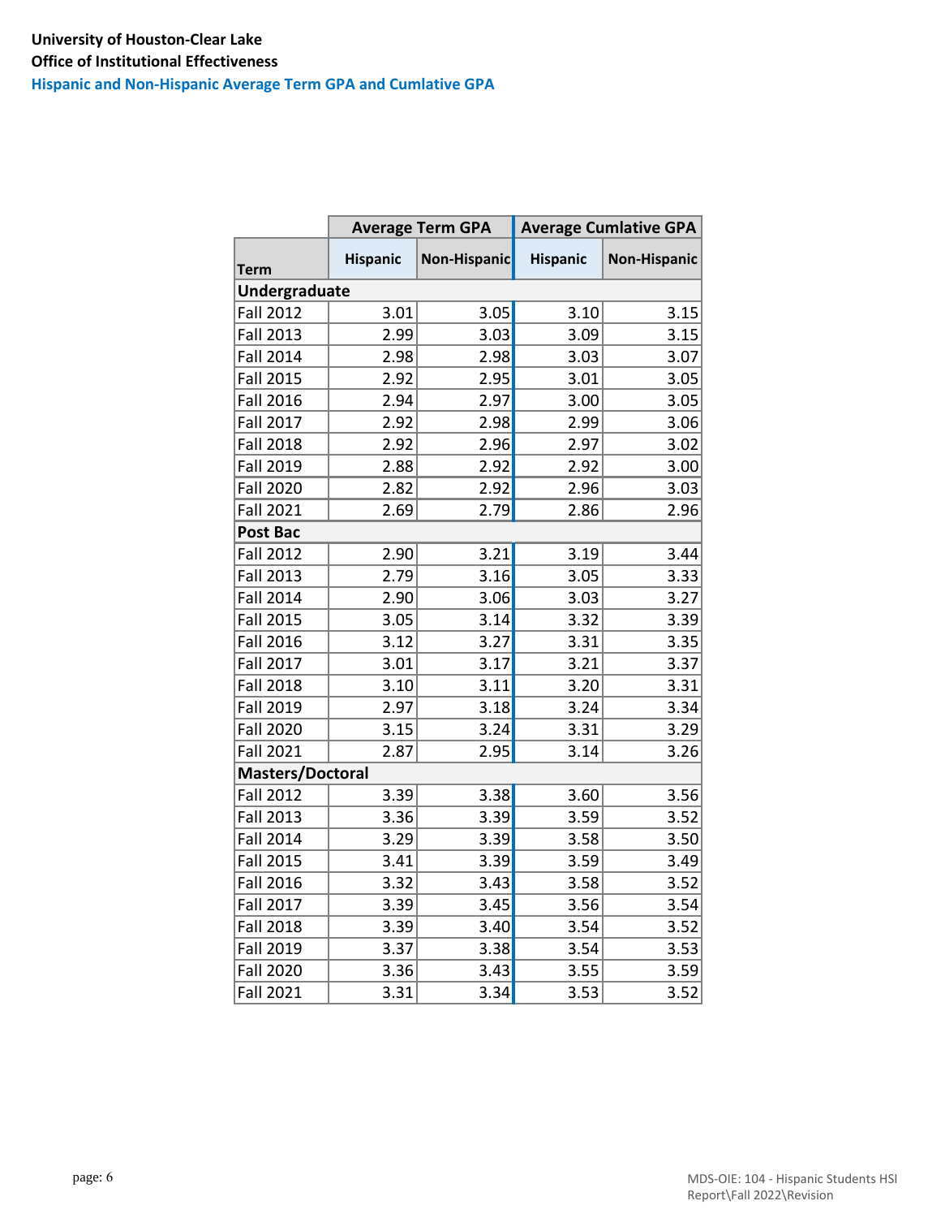**University of Houston-Clear Lake**

**Office of Institutional Effectiveness**

## Hispanic and Non-Hispanic Average Term GPA and Cumlative GPA

| | Average Term GPA | | Average Cumlative GPA | |
|---|---|---|---|---|
| **Term** | **Hispanic** | **Non-Hispanic** | **Hispanic** | **Non-Hispanic** |
| **Undergraduate** | | | | |
| Fall 2012 | 3.01 | 3.05 | 3.10 | 3.15 |
| Fall 2013 | 2.99 | 3.03 | 3.09 | 3.15 |
| Fall 2014 | 2.98 | 2.98 | 3.03 | 3.07 |
| Fall 2015 | 2.92 | 2.95 | 3.01 | 3.05 |
| Fall 2016 | 2.94 | 2.97 | 3.00 | 3.05 |
| Fall 2017 | 2.92 | 2.98 | 2.99 | 3.06 |
| Fall 2018 | 2.92 | 2.96 | 2.97 | 3.02 |
| Fall 2019 | 2.88 | 2.92 | 2.92 | 3.00 |
| Fall 2020 | 2.82 | 2.92 | 2.96 | 3.03 |
| Fall 2021 | 2.69 | 2.79 | 2.86 | 2.96 |
| **Post Bac** | | | | |
| Fall 2012 | 2.90 | 3.21 | 3.19 | 3.44 |
| Fall 2013 | 2.79 | 3.16 | 3.05 | 3.33 |
| Fall 2014 | 2.90 | 3.06 | 3.03 | 3.27 |
| Fall 2015 | 3.05 | 3.14 | 3.32 | 3.39 |
| Fall 2016 | 3.12 | 3.27 | 3.31 | 3.35 |
| Fall 2017 | 3.01 | 3.17 | 3.21 | 3.37 |
| Fall 2018 | 3.10 | 3.11 | 3.20 | 3.31 |
| Fall 2019 | 2.97 | 3.18 | 3.24 | 3.34 |
| Fall 2020 | 3.15 | 3.24 | 3.31 | 3.29 |
| Fall 2021 | 2.87 | 2.95 | 3.14 | 3.26 |
| **Masters/Doctoral** | | | | |
| Fall 2012 | 3.39 | 3.38 | 3.60 | 3.56 |
| Fall 2013 | 3.36 | 3.39 | 3.59 | 3.52 |
| Fall 2014 | 3.29 | 3.39 | 3.58 | 3.50 |
| Fall 2015 | 3.41 | 3.39 | 3.59 | 3.49 |
| Fall 2016 | 3.32 | 3.43 | 3.58 | 3.52 |
| Fall 2017 | 3.39 | 3.45 | 3.56 | 3.54 |
| Fall 2018 | 3.39 | 3.40 | 3.54 | 3.52 |
| Fall 2019 | 3.37 | 3.38 | 3.54 | 3.53 |
| Fall 2020 | 3.36 | 3.43 | 3.55 | 3.59 |
| Fall 2021 | 3.31 | 3.34 | 3.53 | 3.52 |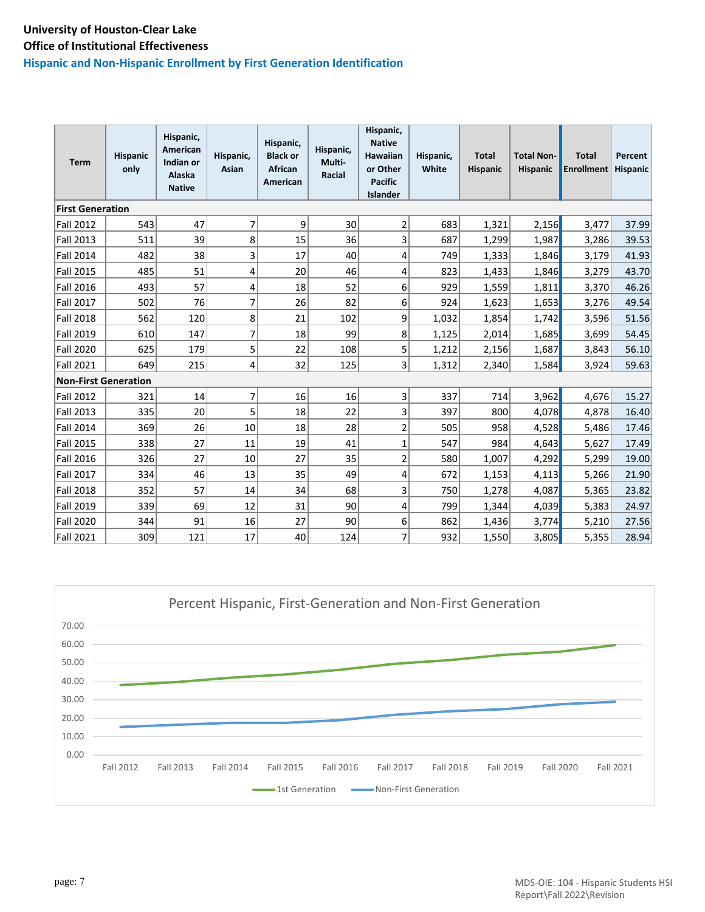**University of Houston-Clear Lake**

**Office of Institutional Effectiveness**

## Hispanic and Non-Hispanic Enrollment by First Generation Identification

| Term | Hispanic only | Hispanic, American Indian or Alaska Native | Hispanic, Asian | Hispanic, Black or African American | Hispanic, Multi-Racial | Hispanic, Native Hawaiian or Other Pacific Islander | Hispanic, White | Total Hispanic | Total Non-Hispanic | Total Enrollment | Percent Hispanic |
|---|---|---|---|---|---|---|---|---|---|---|---|
| **First Generation** | | | | | | | | | | | |
| Fall 2012 | 543 | 47 | 7 | 9 | 30 | 2 | 683 | 1,321 | 2,156 | 3,477 | 37.99 |
| Fall 2013 | 511 | 39 | 8 | 15 | 36 | 3 | 687 | 1,299 | 1,987 | 3,286 | 39.53 |
| Fall 2014 | 482 | 38 | 3 | 17 | 40 | 4 | 749 | 1,333 | 1,846 | 3,179 | 41.93 |
| Fall 2015 | 485 | 51 | 4 | 20 | 46 | 4 | 823 | 1,433 | 1,846 | 3,279 | 43.70 |
| Fall 2016 | 493 | 57 | 4 | 18 | 52 | 6 | 929 | 1,559 | 1,811 | 3,370 | 46.26 |
| Fall 2017 | 502 | 76 | 7 | 26 | 82 | 6 | 924 | 1,623 | 1,653 | 3,276 | 49.54 |
| Fall 2018 | 562 | 120 | 8 | 21 | 102 | 9 | 1,032 | 1,854 | 1,742 | 3,596 | 51.56 |
| Fall 2019 | 610 | 147 | 7 | 18 | 99 | 8 | 1,125 | 2,014 | 1,685 | 3,699 | 54.45 |
| Fall 2020 | 625 | 179 | 5 | 22 | 108 | 5 | 1,212 | 2,156 | 1,687 | 3,843 | 56.10 |
| Fall 2021 | 649 | 215 | 4 | 32 | 125 | 3 | 1,312 | 2,340 | 1,584 | 3,924 | 59.63 |
| **Non-First Generation** | | | | | | | | | | | |
| Fall 2012 | 321 | 14 | 7 | 16 | 16 | 3 | 337 | 714 | 3,962 | 4,676 | 15.27 |
| Fall 2013 | 335 | 20 | 5 | 18 | 22 | 3 | 397 | 800 | 4,078 | 4,878 | 16.40 |
| Fall 2014 | 369 | 26 | 10 | 18 | 28 | 2 | 505 | 958 | 4,528 | 5,486 | 17.46 |
| Fall 2015 | 338 | 27 | 11 | 19 | 41 | 1 | 547 | 984 | 4,643 | 5,627 | 17.49 |
| Fall 2016 | 326 | 27 | 10 | 27 | 35 | 2 | 580 | 1,007 | 4,292 | 5,299 | 19.00 |
| Fall 2017 | 334 | 46 | 13 | 35 | 49 | 4 | 672 | 1,153 | 4,113 | 5,266 | 21.90 |
| Fall 2018 | 352 | 57 | 14 | 34 | 68 | 3 | 750 | 1,278 | 4,087 | 5,365 | 23.82 |
| Fall 2019 | 339 | 69 | 12 | 31 | 90 | 4 | 799 | 1,344 | 4,039 | 5,383 | 24.97 |
| Fall 2020 | 344 | 91 | 16 | 27 | 90 | 6 | 862 | 1,436 | 3,774 | 5,210 | 27.56 |
| Fall 2021 | 309 | 121 | 17 | 40 | 124 | 7 | 932 | 1,550 | 3,805 | 5,355 | 28.94 |

Percent Hispanic, First-Generation and Non-First Generation

| Term | 1st Generation | Non-First Generation |
|---|---|---|
| Fall 2012 | 37.99 | 15.27 |
| Fall 2013 | 39.53 | 16.40 |
| Fall 2014 | 41.93 | 17.46 |
| Fall 2015 | 43.70 | 17.49 |
| Fall 2016 | 46.26 | 19.00 |
| Fall 2017 | 49.54 | 21.90 |
| Fall 2018 | 51.56 | 23.82 |
| Fall 2019 | 54.45 | 24.97 |
| Fall 2020 | 56.10 | 27.56 |
| Fall 2021 | 59.63 | 28.94 |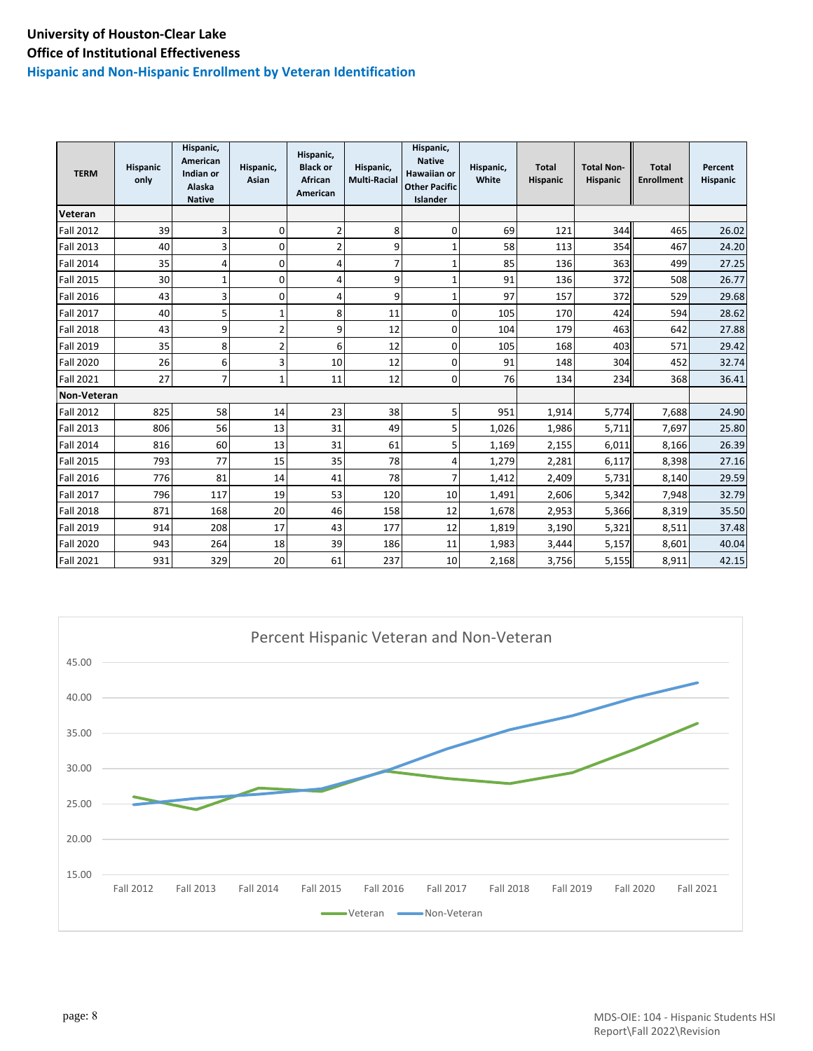**University of Houston-Clear Lake**

**Office of Institutional Effectiveness**

### Hispanic and Non-Hispanic Enrollment by Veteran Identification

| TERM | Hispanic only | Hispanic, American Indian or Alaska Native | Hispanic, Asian | Hispanic, Black or African American | Hispanic, Multi-Racial | Hispanic, Native Hawaiian or Other Pacific Islander | Hispanic, White | Total Hispanic | Total Non-Hispanic | Total Enrollment | Percent Hispanic |
|---|---|---|---|---|---|---|---|---|---|---|---|
| **Veteran** | | | | | | | | | | | |
| Fall 2012 | 39 | 3 | 0 | 2 | 8 | 0 | 69 | 121 | 344 | 465 | 26.02 |
| Fall 2013 | 40 | 3 | 0 | 2 | 9 | 1 | 58 | 113 | 354 | 467 | 24.20 |
| Fall 2014 | 35 | 4 | 0 | 4 | 7 | 1 | 85 | 136 | 363 | 499 | 27.25 |
| Fall 2015 | 30 | 1 | 0 | 4 | 9 | 1 | 91 | 136 | 372 | 508 | 26.77 |
| Fall 2016 | 43 | 3 | 0 | 4 | 9 | 1 | 97 | 157 | 372 | 529 | 29.68 |
| Fall 2017 | 40 | 5 | 1 | 8 | 11 | 0 | 105 | 170 | 424 | 594 | 28.62 |
| Fall 2018 | 43 | 9 | 2 | 9 | 12 | 0 | 104 | 179 | 463 | 642 | 27.88 |
| Fall 2019 | 35 | 8 | 2 | 6 | 12 | 0 | 105 | 168 | 403 | 571 | 29.42 |
| Fall 2020 | 26 | 6 | 3 | 10 | 12 | 0 | 91 | 148 | 304 | 452 | 32.74 |
| Fall 2021 | 27 | 7 | 1 | 11 | 12 | 0 | 76 | 134 | 234 | 368 | 36.41 |
| **Non-Veteran** | | | | | | | | | | | |
| Fall 2012 | 825 | 58 | 14 | 23 | 38 | 5 | 951 | 1,914 | 5,774 | 7,688 | 24.90 |
| Fall 2013 | 806 | 56 | 13 | 31 | 49 | 5 | 1,026 | 1,986 | 5,711 | 7,697 | 25.80 |
| Fall 2014 | 816 | 60 | 13 | 31 | 61 | 5 | 1,169 | 2,155 | 6,011 | 8,166 | 26.39 |
| Fall 2015 | 793 | 77 | 15 | 35 | 78 | 4 | 1,279 | 2,281 | 6,117 | 8,398 | 27.16 |
| Fall 2016 | 776 | 81 | 14 | 41 | 78 | 7 | 1,412 | 2,409 | 5,731 | 8,140 | 29.59 |
| Fall 2017 | 796 | 117 | 19 | 53 | 120 | 10 | 1,491 | 2,606 | 5,342 | 7,948 | 32.79 |
| Fall 2018 | 871 | 168 | 20 | 46 | 158 | 12 | 1,678 | 2,953 | 5,366 | 8,319 | 35.50 |
| Fall 2019 | 914 | 208 | 17 | 43 | 177 | 12 | 1,819 | 3,190 | 5,321 | 8,511 | 37.48 |
| Fall 2020 | 943 | 264 | 18 | 39 | 186 | 11 | 1,983 | 3,444 | 5,157 | 8,601 | 40.04 |
| Fall 2021 | 931 | 329 | 20 | 61 | 237 | 10 | 2,168 | 3,756 | 5,155 | 8,911 | 42.15 |

Percent Hispanic Veteran and Non-Veteran

MDS-OIE: 104 - Hispanic Students HSI Report\Fall 2022\Revision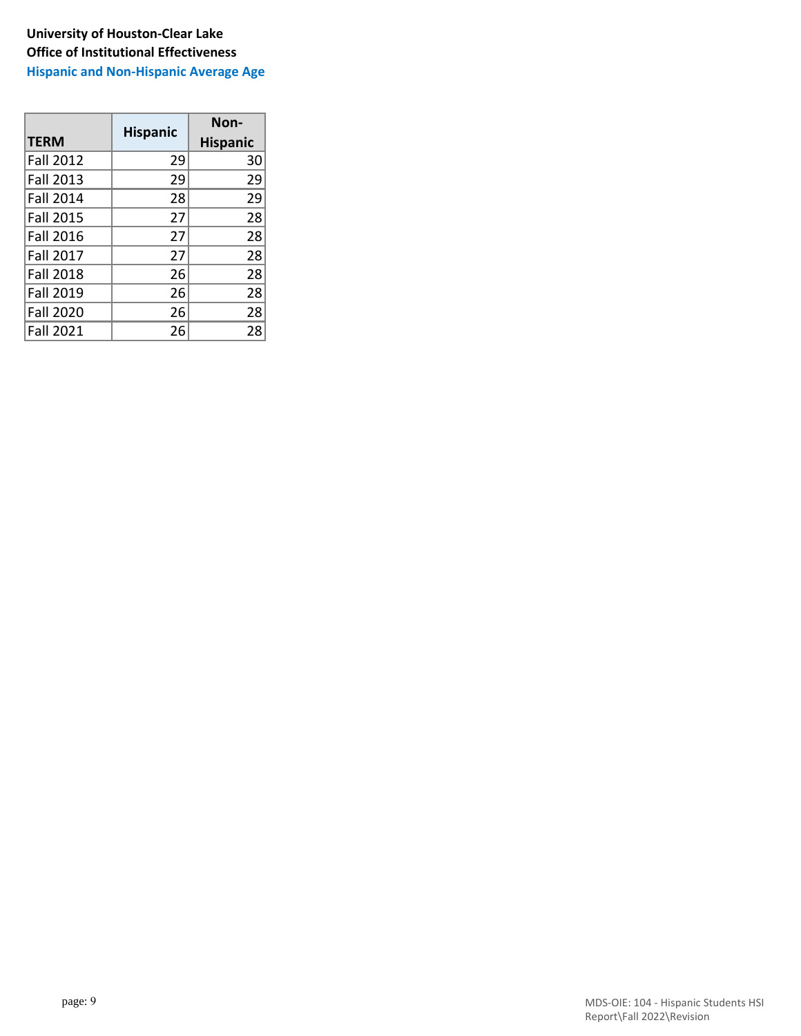**University of Houston-Clear Lake**
**Office of Institutional Effectiveness**
**Hispanic and Non-Hispanic Average Age**

| TERM | Hispanic | Non-Hispanic |
|---|---|---|
| Fall 2012 | 29 | 30 |
| Fall 2013 | 29 | 29 |
| Fall 2014 | 28 | 29 |
| Fall 2015 | 27 | 28 |
| Fall 2016 | 27 | 28 |
| Fall 2017 | 27 | 28 |
| Fall 2018 | 26 | 28 |
| Fall 2019 | 26 | 28 |
| Fall 2020 | 26 | 28 |
| Fall 2021 | 26 | 28 |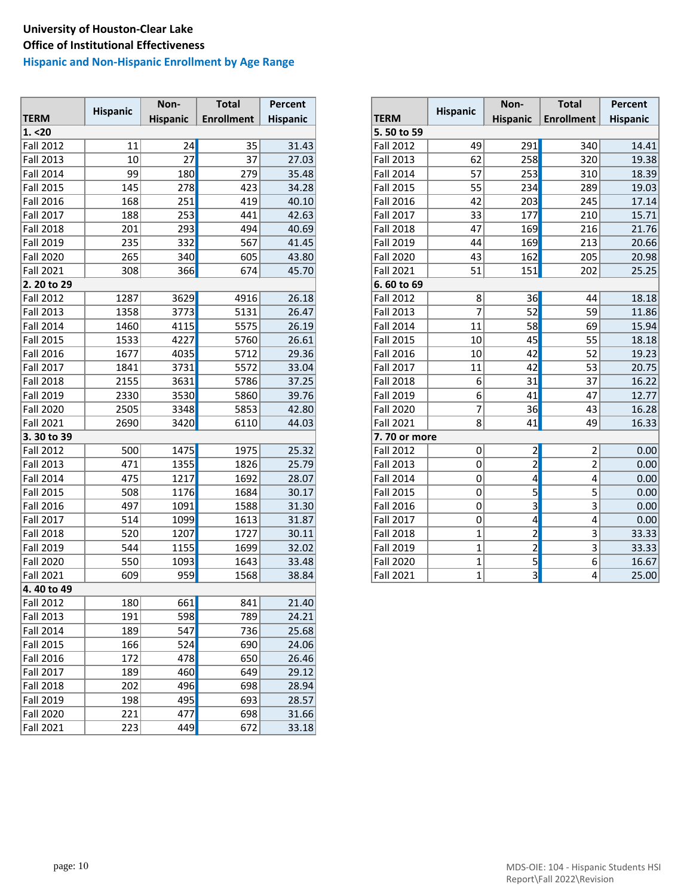**University of Houston-Clear Lake**

**Office of Institutional Effectiveness**

## Hispanic and Non-Hispanic Enrollment by Age Range

| TERM | Hispanic | Non-Hispanic | Total Enrollment | Percent Hispanic |
|---|---|---|---|---|
| **1. <20** | | | | |
| Fall 2012 | 11 | 24 | 35 | 31.43 |
| Fall 2013 | 10 | 27 | 37 | 27.03 |
| Fall 2014 | 99 | 180 | 279 | 35.48 |
| Fall 2015 | 145 | 278 | 423 | 34.28 |
| Fall 2016 | 168 | 251 | 419 | 40.10 |
| Fall 2017 | 188 | 253 | 441 | 42.63 |
| Fall 2018 | 201 | 293 | 494 | 40.69 |
| Fall 2019 | 235 | 332 | 567 | 41.45 |
| Fall 2020 | 265 | 340 | 605 | 43.80 |
| Fall 2021 | 308 | 366 | 674 | 45.70 |
| **2. 20 to 29** | | | | |
| Fall 2012 | 1287 | 3629 | 4916 | 26.18 |
| Fall 2013 | 1358 | 3773 | 5131 | 26.47 |
| Fall 2014 | 1460 | 4115 | 5575 | 26.19 |
| Fall 2015 | 1533 | 4227 | 5760 | 26.61 |
| Fall 2016 | 1677 | 4035 | 5712 | 29.36 |
| Fall 2017 | 1841 | 3731 | 5572 | 33.04 |
| Fall 2018 | 2155 | 3631 | 5786 | 37.25 |
| Fall 2019 | 2330 | 3530 | 5860 | 39.76 |
| Fall 2020 | 2505 | 3348 | 5853 | 42.80 |
| Fall 2021 | 2690 | 3420 | 6110 | 44.03 |
| **3. 30 to 39** | | | | |
| Fall 2012 | 500 | 1475 | 1975 | 25.32 |
| Fall 2013 | 471 | 1355 | 1826 | 25.79 |
| Fall 2014 | 475 | 1217 | 1692 | 28.07 |
| Fall 2015 | 508 | 1176 | 1684 | 30.17 |
| Fall 2016 | 497 | 1091 | 1588 | 31.30 |
| Fall 2017 | 514 | 1099 | 1613 | 31.87 |
| Fall 2018 | 520 | 1207 | 1727 | 30.11 |
| Fall 2019 | 544 | 1155 | 1699 | 32.02 |
| Fall 2020 | 550 | 1093 | 1643 | 33.48 |
| Fall 2021 | 609 | 959 | 1568 | 38.84 |
| **4. 40 to 49** | | | | |
| Fall 2012 | 180 | 661 | 841 | 21.40 |
| Fall 2013 | 191 | 598 | 789 | 24.21 |
| Fall 2014 | 189 | 547 | 736 | 25.68 |
| Fall 2015 | 166 | 524 | 690 | 24.06 |
| Fall 2016 | 172 | 478 | 650 | 26.46 |
| Fall 2017 | 189 | 460 | 649 | 29.12 |
| Fall 2018 | 202 | 496 | 698 | 28.94 |
| Fall 2019 | 198 | 495 | 693 | 28.57 |
| Fall 2020 | 221 | 477 | 698 | 31.66 |
| Fall 2021 | 223 | 449 | 672 | 33.18 |

| TERM | Hispanic | Non-Hispanic | Total Enrollment | Percent Hispanic |
|---|---|---|---|---|
| **5. 50 to 59** | | | | |
| Fall 2012 | 49 | 291 | 340 | 14.41 |
| Fall 2013 | 62 | 258 | 320 | 19.38 |
| Fall 2014 | 57 | 253 | 310 | 18.39 |
| Fall 2015 | 55 | 234 | 289 | 19.03 |
| Fall 2016 | 42 | 203 | 245 | 17.14 |
| Fall 2017 | 33 | 177 | 210 | 15.71 |
| Fall 2018 | 47 | 169 | 216 | 21.76 |
| Fall 2019 | 44 | 169 | 213 | 20.66 |
| Fall 2020 | 43 | 162 | 205 | 20.98 |
| Fall 2021 | 51 | 151 | 202 | 25.25 |
| **6. 60 to 69** | | | | |
| Fall 2012 | 8 | 36 | 44 | 18.18 |
| Fall 2013 | 7 | 52 | 59 | 11.86 |
| Fall 2014 | 11 | 58 | 69 | 15.94 |
| Fall 2015 | 10 | 45 | 55 | 18.18 |
| Fall 2016 | 10 | 42 | 52 | 19.23 |
| Fall 2017 | 11 | 42 | 53 | 20.75 |
| Fall 2018 | 6 | 31 | 37 | 16.22 |
| Fall 2019 | 6 | 41 | 47 | 12.77 |
| Fall 2020 | 7 | 36 | 43 | 16.28 |
| Fall 2021 | 8 | 41 | 49 | 16.33 |
| **7. 70 or more** | | | | |
| Fall 2012 | 0 | 2 | 2 | 0.00 |
| Fall 2013 | 0 | 2 | 2 | 0.00 |
| Fall 2014 | 0 | 4 | 4 | 0.00 |
| Fall 2015 | 0 | 5 | 5 | 0.00 |
| Fall 2016 | 0 | 3 | 3 | 0.00 |
| Fall 2017 | 0 | 4 | 4 | 0.00 |
| Fall 2018 | 1 | 2 | 3 | 33.33 |
| Fall 2019 | 1 | 2 | 3 | 33.33 |
| Fall 2020 | 1 | 5 | 6 | 16.67 |
| Fall 2021 | 1 | 3 | 4 | 25.00 |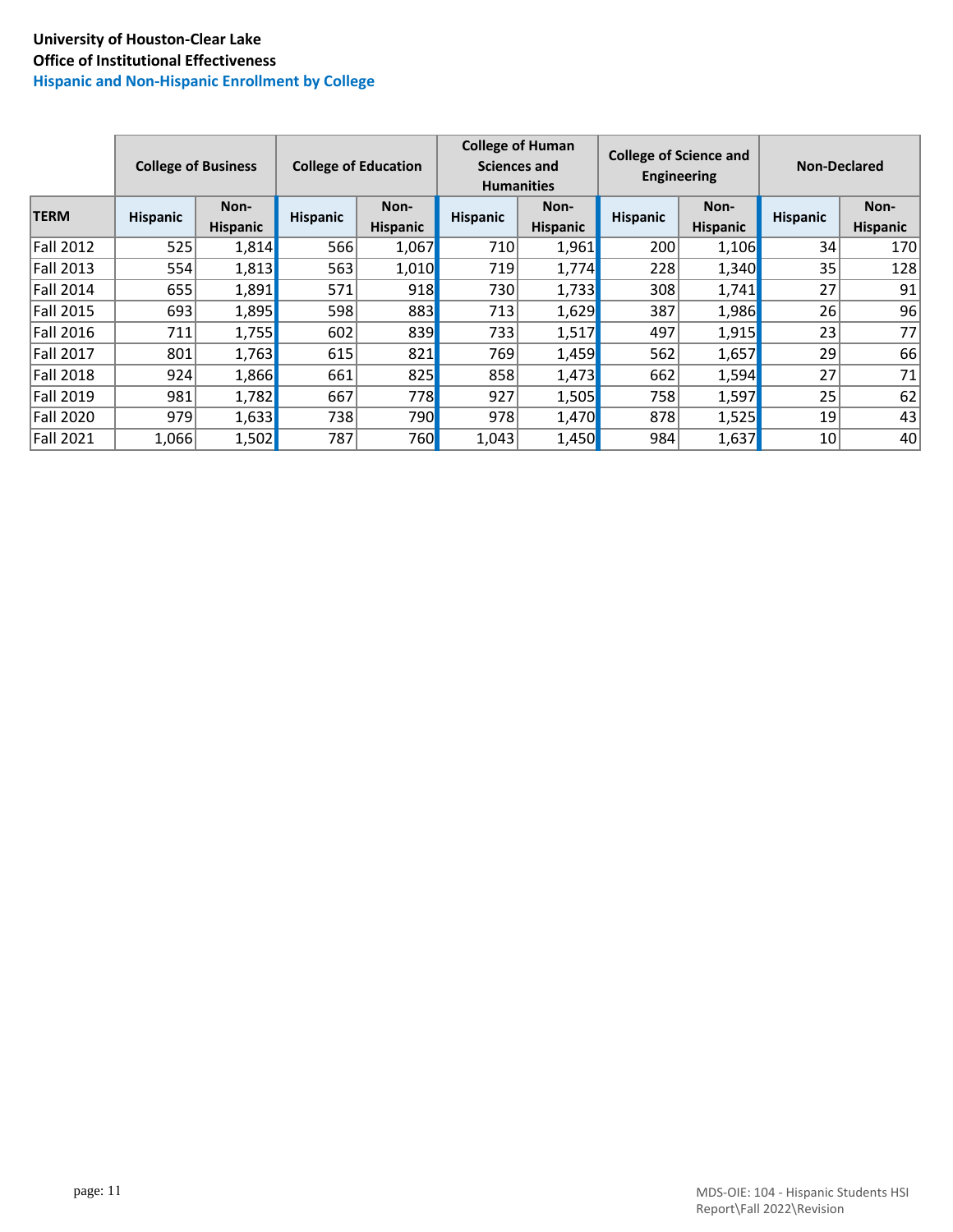**University of Houston-Clear Lake**
**Office of Institutional Effectiveness**
**Hispanic and Non-Hispanic Enrollment by College**

| | College of Business | | College of Education | | College of Human Sciences and Humanities | | College of Science and Engineering | | Non-Declared | |
|---|---|---|---|---|---|---|---|---|---|---|
| TERM | Hispanic | Non-Hispanic | Hispanic | Non-Hispanic | Hispanic | Non-Hispanic | Hispanic | Non-Hispanic | Hispanic | Non-Hispanic |
| Fall 2012 | 525 | 1,814 | 566 | 1,067 | 710 | 1,961 | 200 | 1,106 | 34 | 170 |
| Fall 2013 | 554 | 1,813 | 563 | 1,010 | 719 | 1,774 | 228 | 1,340 | 35 | 128 |
| Fall 2014 | 655 | 1,891 | 571 | 918 | 730 | 1,733 | 308 | 1,741 | 27 | 91 |
| Fall 2015 | 693 | 1,895 | 598 | 883 | 713 | 1,629 | 387 | 1,986 | 26 | 96 |
| Fall 2016 | 711 | 1,755 | 602 | 839 | 733 | 1,517 | 497 | 1,915 | 23 | 77 |
| Fall 2017 | 801 | 1,763 | 615 | 821 | 769 | 1,459 | 562 | 1,657 | 29 | 66 |
| Fall 2018 | 924 | 1,866 | 661 | 825 | 858 | 1,473 | 662 | 1,594 | 27 | 71 |
| Fall 2019 | 981 | 1,782 | 667 | 778 | 927 | 1,505 | 758 | 1,597 | 25 | 62 |
| Fall 2020 | 979 | 1,633 | 738 | 790 | 978 | 1,470 | 878 | 1,525 | 19 | 43 |
| Fall 2021 | 1,066 | 1,502 | 787 | 760 | 1,043 | 1,450 | 984 | 1,637 | 10 | 40 |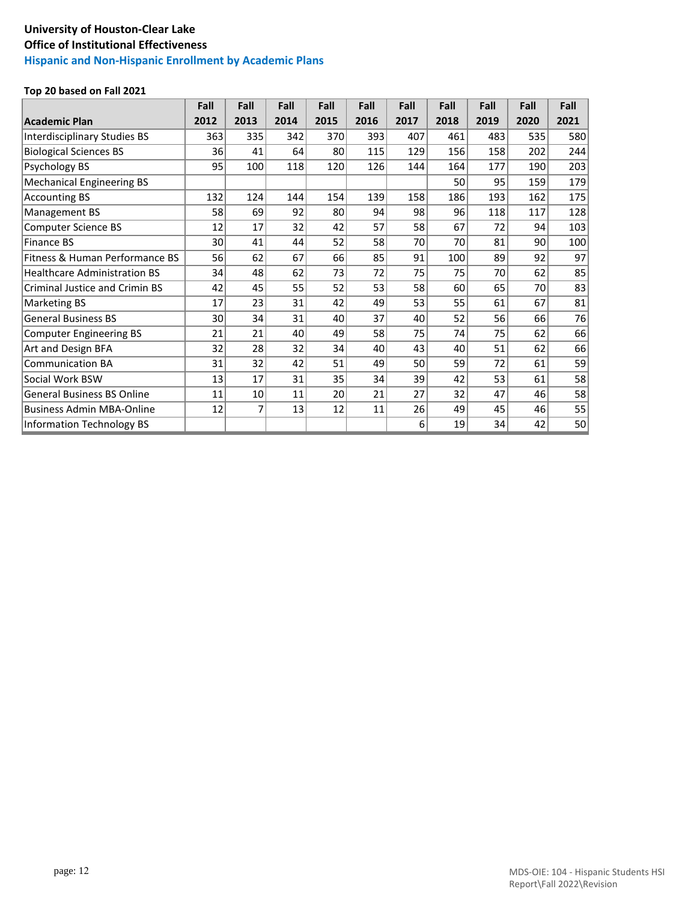**University of Houston-Clear Lake**
**Office of Institutional Effectiveness**
**Hispanic and Non-Hispanic Enrollment by Academic Plans**

**Top 20 based on Fall 2021**

| Academic Plan | Fall 2012 | Fall 2013 | Fall 2014 | Fall 2015 | Fall 2016 | Fall 2017 | Fall 2018 | Fall 2019 | Fall 2020 | Fall 2021 |
|---|---|---|---|---|---|---|---|---|---|---|
| Interdisciplinary Studies BS | 363 | 335 | 342 | 370 | 393 | 407 | 461 | 483 | 535 | 580 |
| Biological Sciences BS | 36 | 41 | 64 | 80 | 115 | 129 | 156 | 158 | 202 | 244 |
| Psychology BS | 95 | 100 | 118 | 120 | 126 | 144 | 164 | 177 | 190 | 203 |
| Mechanical Engineering BS | | | | | | | 50 | 95 | 159 | 179 |
| Accounting BS | 132 | 124 | 144 | 154 | 139 | 158 | 186 | 193 | 162 | 175 |
| Management BS | 58 | 69 | 92 | 80 | 94 | 98 | 96 | 118 | 117 | 128 |
| Computer Science BS | 12 | 17 | 32 | 42 | 57 | 58 | 67 | 72 | 94 | 103 |
| Finance BS | 30 | 41 | 44 | 52 | 58 | 70 | 70 | 81 | 90 | 100 |
| Fitness & Human Performance BS | 56 | 62 | 67 | 66 | 85 | 91 | 100 | 89 | 92 | 97 |
| Healthcare Administration BS | 34 | 48 | 62 | 73 | 72 | 75 | 75 | 70 | 62 | 85 |
| Criminal Justice and Crimin BS | 42 | 45 | 55 | 52 | 53 | 58 | 60 | 65 | 70 | 83 |
| Marketing BS | 17 | 23 | 31 | 42 | 49 | 53 | 55 | 61 | 67 | 81 |
| General Business BS | 30 | 34 | 31 | 40 | 37 | 40 | 52 | 56 | 66 | 76 |
| Computer Engineering BS | 21 | 21 | 40 | 49 | 58 | 75 | 74 | 75 | 62 | 66 |
| Art and Design BFA | 32 | 28 | 32 | 34 | 40 | 43 | 40 | 51 | 62 | 66 |
| Communication BA | 31 | 32 | 42 | 51 | 49 | 50 | 59 | 72 | 61 | 59 |
| Social Work BSW | 13 | 17 | 31 | 35 | 34 | 39 | 42 | 53 | 61 | 58 |
| General Business BS Online | 11 | 10 | 11 | 20 | 21 | 27 | 32 | 47 | 46 | 58 |
| Business Admin MBA-Online | 12 | 7 | 13 | 12 | 11 | 26 | 49 | 45 | 46 | 55 |
| Information Technology BS | | | | | | 6 | 19 | 34 | 42 | 50 |